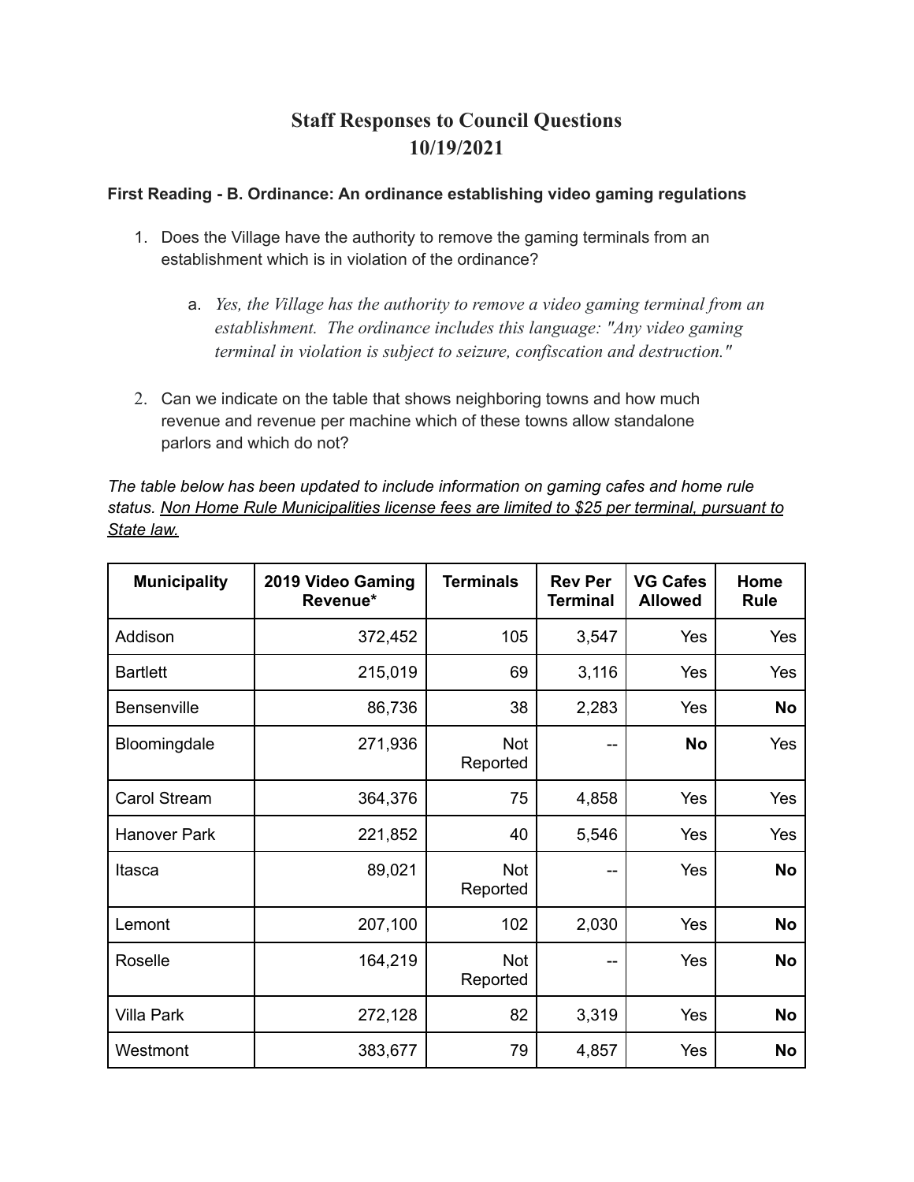# Staff Responses to Council Questions
## 10/19/2021

**First Reading - B. Ordinance: An ordinance establishing video gaming regulations**

1. Does the Village have the authority to remove the gaming terminals from an establishment which is in violation of the ordinance?

    a. *Yes, the Village has the authority to remove a video gaming terminal from an establishment. The ordinance includes this language: "Any video gaming terminal in violation is subject to seizure, confiscation and destruction."*

2. Can we indicate on the table that shows neighboring towns and how much revenue and revenue per machine which of these towns allow standalone parlors and which do not?

*The table below has been updated to include information on gaming cafes and home rule status.* <u>*Non Home Rule Municipalities license fees are limited to $25 per terminal, pursuant to State law.*</u>

| Municipality | 2019 Video Gaming Revenue* | Terminals | Rev Per Terminal | VG Cafes Allowed | Home Rule |
|---|---:|---:|---:|---:|---:|
| Addison | 372,452 | 105 | 3,547 | Yes | Yes |
| Bartlett | 215,019 | 69 | 3,116 | Yes | Yes |
| Bensenville | 86,736 | 38 | 2,283 | Yes | **No** |
| Bloomingdale | 271,936 | Not Reported | -- | **No** | Yes |
| Carol Stream | 364,376 | 75 | 4,858 | Yes | Yes |
| Hanover Park | 221,852 | 40 | 5,546 | Yes | Yes |
| Itasca | 89,021 | Not Reported | -- | Yes | **No** |
| Lemont | 207,100 | 102 | 2,030 | Yes | **No** |
| Roselle | 164,219 | Not Reported | -- | Yes | **No** |
| Villa Park | 272,128 | 82 | 3,319 | Yes | **No** |
| Westmont | 383,677 | 79 | 4,857 | Yes | **No** |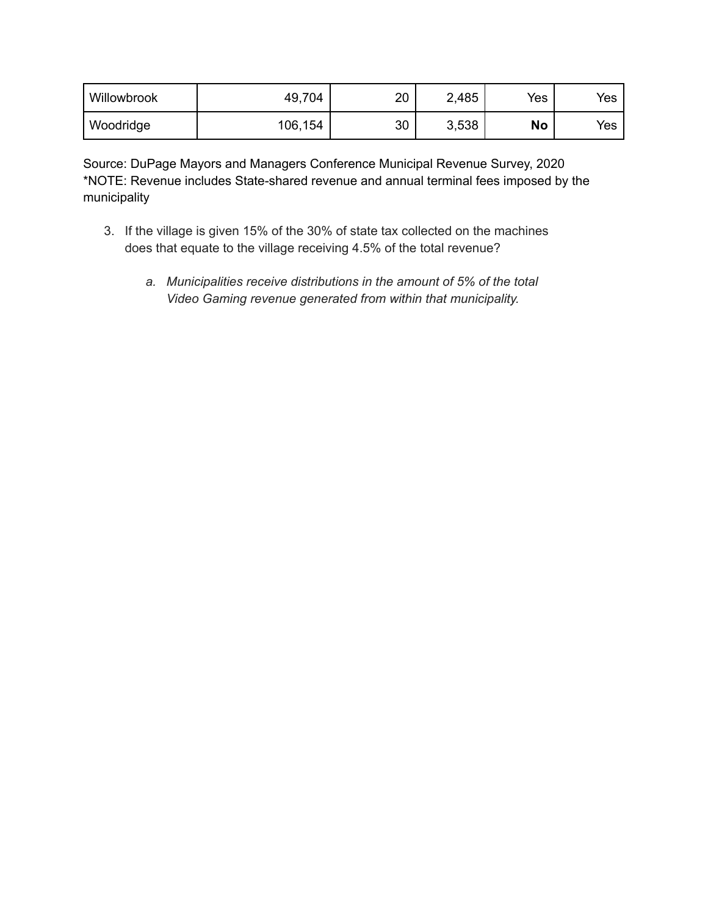| | | | | | |
|---|---|---|---|---|---|
| Willowbrook | 49,704 | 20 | 2,485 | Yes | Yes |
| Woodridge | 106,154 | 30 | 3,538 | **No** | Yes |

Source: DuPage Mayors and Managers Conference Municipal Revenue Survey, 2020
*NOTE: Revenue includes State-shared revenue and annual terminal fees imposed by the municipality

3. If the village is given 15% of the 30% of state tax collected on the machines does that equate to the village receiving 4.5% of the total revenue?

    a. *Municipalities receive distributions in the amount of 5% of the total Video Gaming revenue generated from within that municipality.*